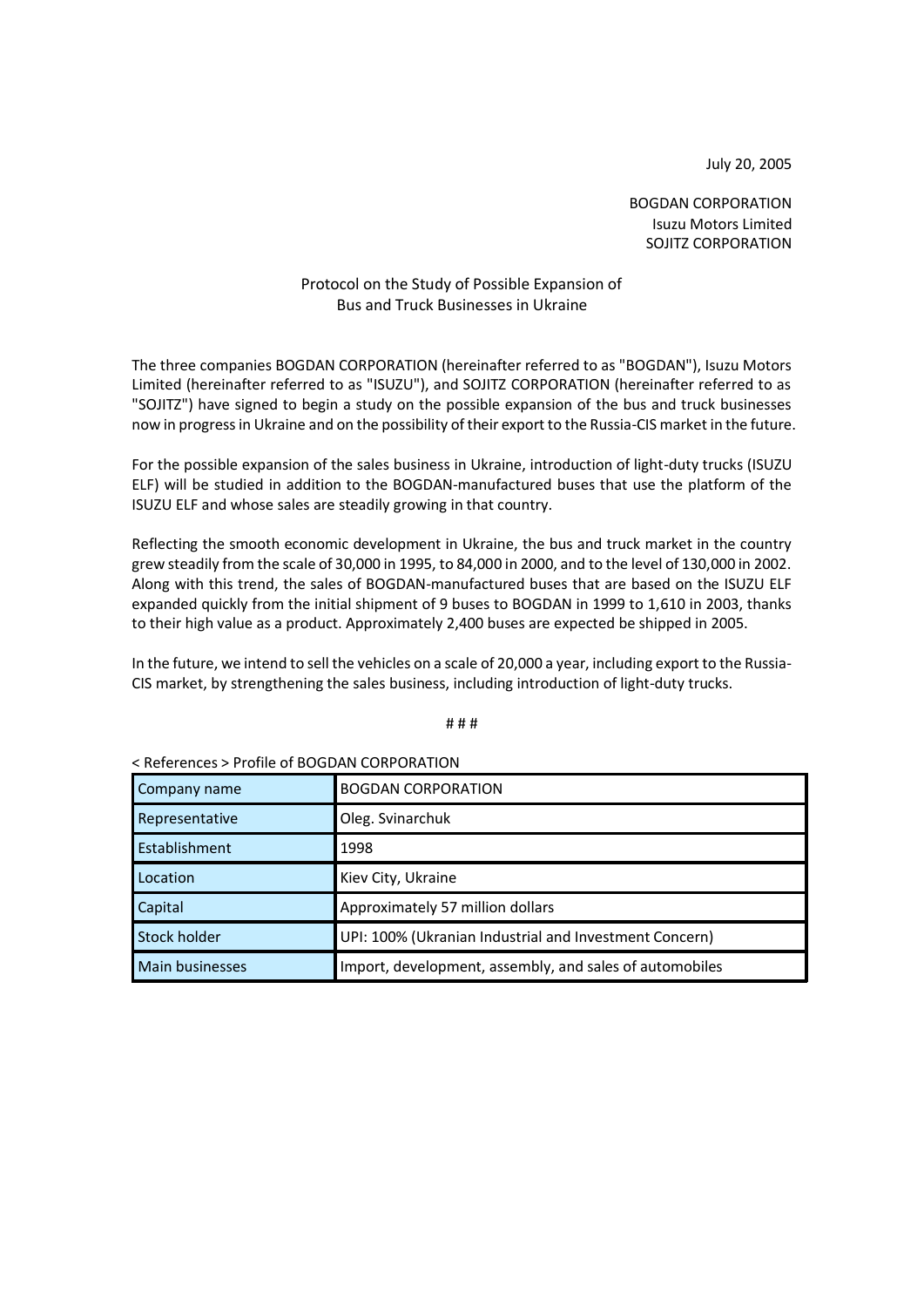July 20, 2005

BOGDAN CORPORATION
Isuzu Motors Limited
SOJITZ CORPORATION

# Protocol on the Study of Possible Expansion of Bus and Truck Businesses in Ukraine

The three companies BOGDAN CORPORATION (hereinafter referred to as "BOGDAN"), Isuzu Motors Limited (hereinafter referred to as "ISUZU"), and SOJITZ CORPORATION (hereinafter referred to as "SOJITZ") have signed to begin a study on the possible expansion of the bus and truck businesses now in progress in Ukraine and on the possibility of their export to the Russia-CIS market in the future.

For the possible expansion of the sales business in Ukraine, introduction of light-duty trucks (ISUZU ELF) will be studied in addition to the BOGDAN-manufactured buses that use the platform of the ISUZU ELF and whose sales are steadily growing in that country.

Reflecting the smooth economic development in Ukraine, the bus and truck market in the country grew steadily from the scale of 30,000 in 1995, to 84,000 in 2000, and to the level of 130,000 in 2002. Along with this trend, the sales of BOGDAN-manufactured buses that are based on the ISUZU ELF expanded quickly from the initial shipment of 9 buses to BOGDAN in 1999 to 1,610 in 2003, thanks to their high value as a product. Approximately 2,400 buses are expected be shipped in 2005.

In the future, we intend to sell the vehicles on a scale of 20,000 a year, including export to the Russia-CIS market, by strengthening the sales business, including introduction of light-duty trucks.

# # #

< References > Profile of BOGDAN CORPORATION

| Company name | BOGDAN CORPORATION |
|---|---|
| Representative | Oleg. Svinarchuk |
| Establishment | 1998 |
| Location | Kiev City, Ukraine |
| Capital | Approximately 57 million dollars |
| Stock holder | UPI: 100% (Ukranian Industrial and Investment Concern) |
| Main businesses | Import, development, assembly, and sales of automobiles |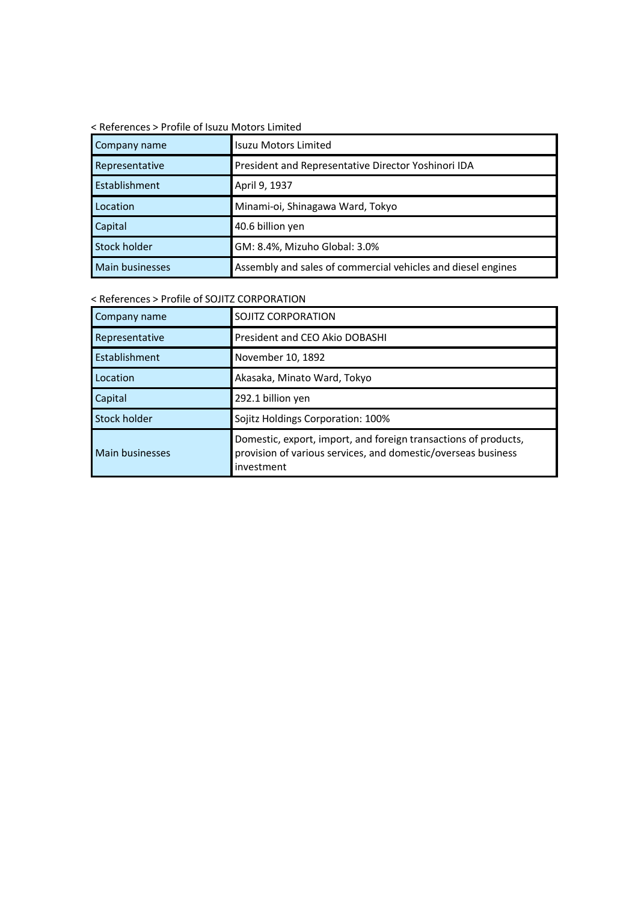< References > Profile of Isuzu Motors Limited

| | |
|---|---|
| Company name | Isuzu Motors Limited |
| Representative | President and Representative Director Yoshinori IDA |
| Establishment | April 9, 1937 |
| Location | Minami-oi, Shinagawa Ward, Tokyo |
| Capital | 40.6 billion yen |
| Stock holder | GM: 8.4%, Mizuho Global: 3.0% |
| Main businesses | Assembly and sales of commercial vehicles and diesel engines |

< References > Profile of SOJITZ CORPORATION

| | |
|---|---|
| Company name | SOJITZ CORPORATION |
| Representative | President and CEO Akio DOBASHI |
| Establishment | November 10, 1892 |
| Location | Akasaka, Minato Ward, Tokyo |
| Capital | 292.1 billion yen |
| Stock holder | Sojitz Holdings Corporation: 100% |
| Main businesses | Domestic, export, import, and foreign transactions of products, provision of various services, and domestic/overseas business investment |